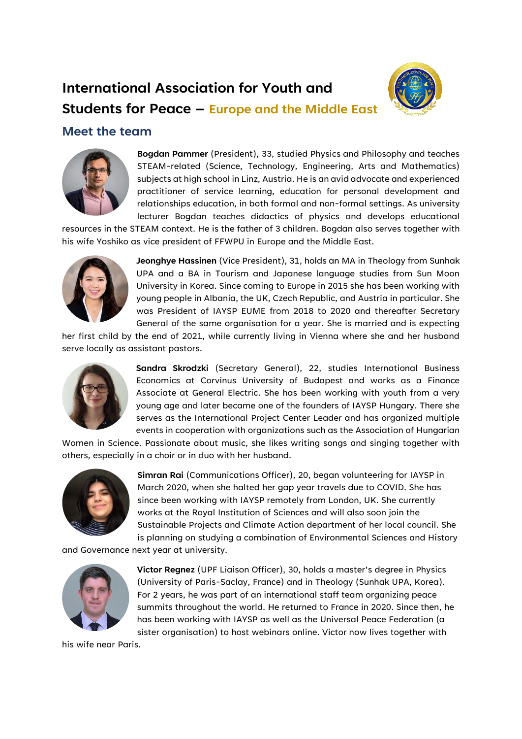# International Association for Youth and Students for Peace – Europe and the Middle East

## Meet the team

**Bogdan Pammer** (President), 33, studied Physics and Philosophy and teaches STEAM-related (Science, Technology, Engineering, Arts and Mathematics) subjects at high school in Linz, Austria. He is an avid advocate and experienced practitioner of service learning, education for personal development and relationships education, in both formal and non-formal settings. As university lecturer Bogdan teaches didactics of physics and develops educational resources in the STEAM context. He is the father of 3 children. Bogdan also serves together with his wife Yoshiko as vice president of FFWPU in Europe and the Middle East.

**Jeonghye Hassinen** (Vice President), 31, holds an MA in Theology from Sunhak UPA and a BA in Tourism and Japanese language studies from Sun Moon University in Korea. Since coming to Europe in 2015 she has been working with young people in Albania, the UK, Czech Republic, and Austria in particular. She was President of IAYSP EUME from 2018 to 2020 and thereafter Secretary General of the same organisation for a year. She is married and is expecting her first child by the end of 2021, while currently living in Vienna where she and her husband serve locally as assistant pastors.

**Sandra Skrodzki** (Secretary General), 22, studies International Business Economics at Corvinus University of Budapest and works as a Finance Associate at General Electric. She has been working with youth from a very young age and later became one of the founders of IAYSP Hungary. There she serves as the International Project Center Leader and has organized multiple events in cooperation with organizations such as the Association of Hungarian Women in Science. Passionate about music, she likes writing songs and singing together with others, especially in a choir or in duo with her husband.

**Simran Rai** (Communications Officer), 20, began volunteering for IAYSP in March 2020, when she halted her gap year travels due to COVID. She has since been working with IAYSP remotely from London, UK. She currently works at the Royal Institution of Sciences and will also soon join the Sustainable Projects and Climate Action department of her local council. She is planning on studying a combination of Environmental Sciences and History and Governance next year at university.

**Victor Regnez** (UPF Liaison Officer), 30, holds a master's degree in Physics (University of Paris-Saclay, France) and in Theology (Sunhak UPA, Korea). For 2 years, he was part of an international staff team organizing peace summits throughout the world. He returned to France in 2020. Since then, he has been working with IAYSP as well as the Universal Peace Federation (a sister organisation) to host webinars online. Victor now lives together with his wife near Paris.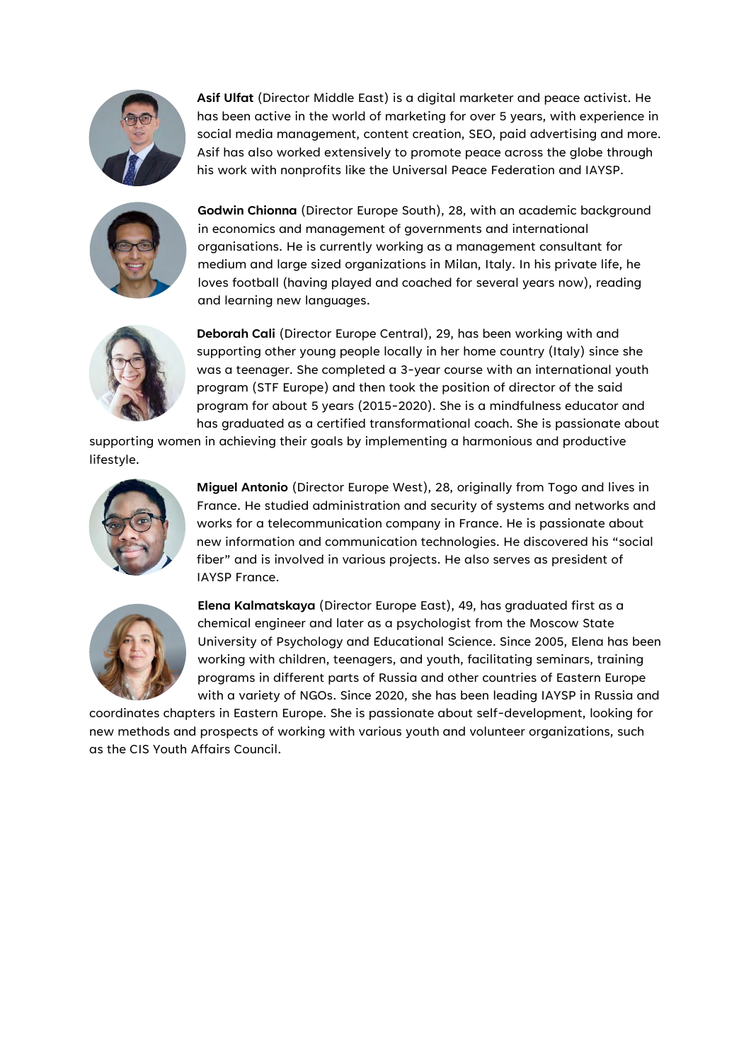**Asif Ulfat** (Director Middle East) is a digital marketer and peace activist. He has been active in the world of marketing for over 5 years, with experience in social media management, content creation, SEO, paid advertising and more. Asif has also worked extensively to promote peace across the globe through his work with nonprofits like the Universal Peace Federation and IAYSP.

**Godwin Chionna** (Director Europe South), 28, with an academic background in economics and management of governments and international organisations. He is currently working as a management consultant for medium and large sized organizations in Milan, Italy. In his private life, he loves football (having played and coached for several years now), reading and learning new languages.

**Deborah Cali** (Director Europe Central), 29, has been working with and supporting other young people locally in her home country (Italy) since she was a teenager. She completed a 3-year course with an international youth program (STF Europe) and then took the position of director of the said program for about 5 years (2015-2020). She is a mindfulness educator and has graduated as a certified transformational coach. She is passionate about supporting women in achieving their goals by implementing a harmonious and productive lifestyle.

**Miguel Antonio** (Director Europe West), 28, originally from Togo and lives in France. He studied administration and security of systems and networks and works for a telecommunication company in France. He is passionate about new information and communication technologies. He discovered his "social fiber" and is involved in various projects. He also serves as president of IAYSP France.

**Elena Kalmatskaya** (Director Europe East), 49, has graduated first as a chemical engineer and later as a psychologist from the Moscow State University of Psychology and Educational Science. Since 2005, Elena has been working with children, teenagers, and youth, facilitating seminars, training programs in different parts of Russia and other countries of Eastern Europe with a variety of NGOs. Since 2020, she has been leading IAYSP in Russia and coordinates chapters in Eastern Europe. She is passionate about self-development, looking for new methods and prospects of working with various youth and volunteer organizations, such as the CIS Youth Affairs Council.